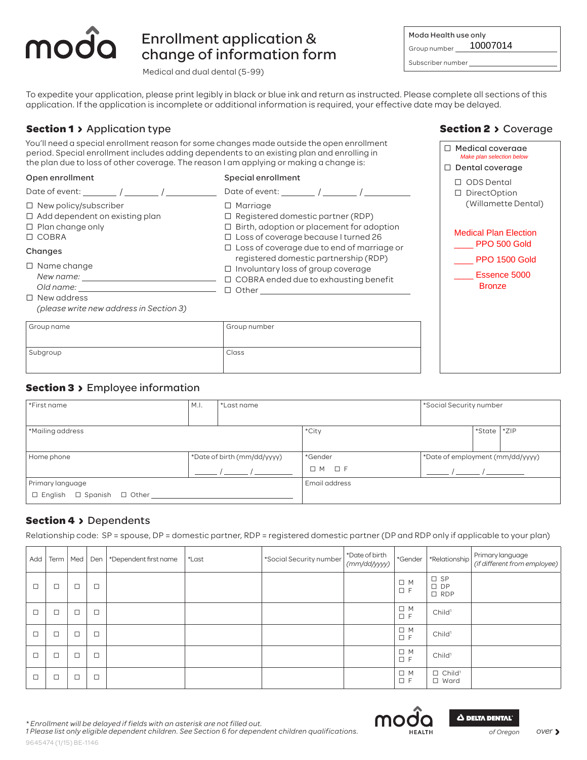# Enrollment application & change of information form

Medical and dual dental (5-99)

**Moda Health use only**

Group number 10007014

Subscriber number ____________________

To expedite your application, please print legibly in black or blue ink and return as instructed. Please complete all sections of this application. If the application is incomplete or additional information is required, your effective date may be delayed.

## Section 1 › Application type

You'll need a special enrollment reason for some changes made outside the open enrollment period. Special enrollment includes adding dependents to an existing plan and enrolling in the plan due to loss of other coverage. The reason I am applying or making a change is:

**Open enrollment**

Date of event: _______ / _______ / ___________

- ☐ New policy/subscriber
- ☐ Add dependent on existing plan
- ☐ Plan change only
- ☐ COBRA

**Changes**

- ☐ Name change
  - *New name:* ____________________
  - *Old name:* ____________________
- ☐ New address
  - *(please write new address in Section 3)*

**Special enrollment**

Date of event: _______ / _______ / ___________

- ☐ Marriage
- ☐ Registered domestic partner (RDP)
- ☐ Birth, adoption or placement for adoption
- ☐ Loss of coverage because I turned 26
- ☐ Loss of coverage due to end of marriage or registered domestic partnership (RDP)
- ☐ Involuntary loss of group coverage
- ☐ COBRA ended due to exhausting benefit
- ☐ Other ____________________

| Group name | Group number |
|---|---|
| Subgroup | Class |

## Section 2 › Coverage

- ☐ Medical coverage
  - *Make plan selection below*
- ☐ Dental coverage
  - ☐ ODS Dental
  - ☐ DirectOption (Willamette Dental)

**Medical Plan Election**

- ____ PPO 500 Gold
- ____ PPO 1500 Gold
- ____ Essence 5000 Bronze

## Section 3 › Employee information

| *First name | M.I. | *Last name | *Social Security number |
|---|---|---|---|
| | | | |

| *Mailing address | *City | *State | *ZIP |
|---|---|---|---|
| | | | |

| Home phone | *Date of birth (mm/dd/yyyy) | *Gender | *Date of employment (mm/dd/yyyy) |
|---|---|---|---|
| | ____ / ____ / ______ | ☐ M ☐ F | ____ / ____ / ______ |

| Primary language | Email address |
|---|---|
| ☐ English ☐ Spanish ☐ Other ____________ | |

## Section 4 › Dependents

Relationship code: SP = spouse, DP = domestic partner, RDP = registered domestic partner (DP and RDP only if applicable to your plan)

| Add | Term | Med | Den | *Dependent first name | *Last | *Social Security number | *Date of birth *(mm/dd/yyyy)* | *Gender | *Relationship | Primary language *(if different from employee)* |
|---|---|---|---|---|---|---|---|---|---|---|
| ☐ | ☐ | ☐ | ☐ | | | | | ☐ M ☐ F | ☐ SP ☐ DP ☐ RDP | |
| ☐ | ☐ | ☐ | ☐ | | | | | ☐ M ☐ F | Child[1] | |
| ☐ | ☐ | ☐ | ☐ | | | | | ☐ M ☐ F | Child[1] | |
| ☐ | ☐ | ☐ | ☐ | | | | | ☐ M ☐ F | Child[1] | |
| ☐ | ☐ | ☐ | ☐ | | | | | ☐ M ☐ F | ☐ Child[1] ☐ Ward | |

*\* Enrollment will be delayed if fields with an asterisk are not filled out.*
*1 Please list only eligible dependent children. See Section 6 for dependent children qualifications.*

9645474 (1/15) BE-1146

Moda Health | Delta Dental of Oregon

over ›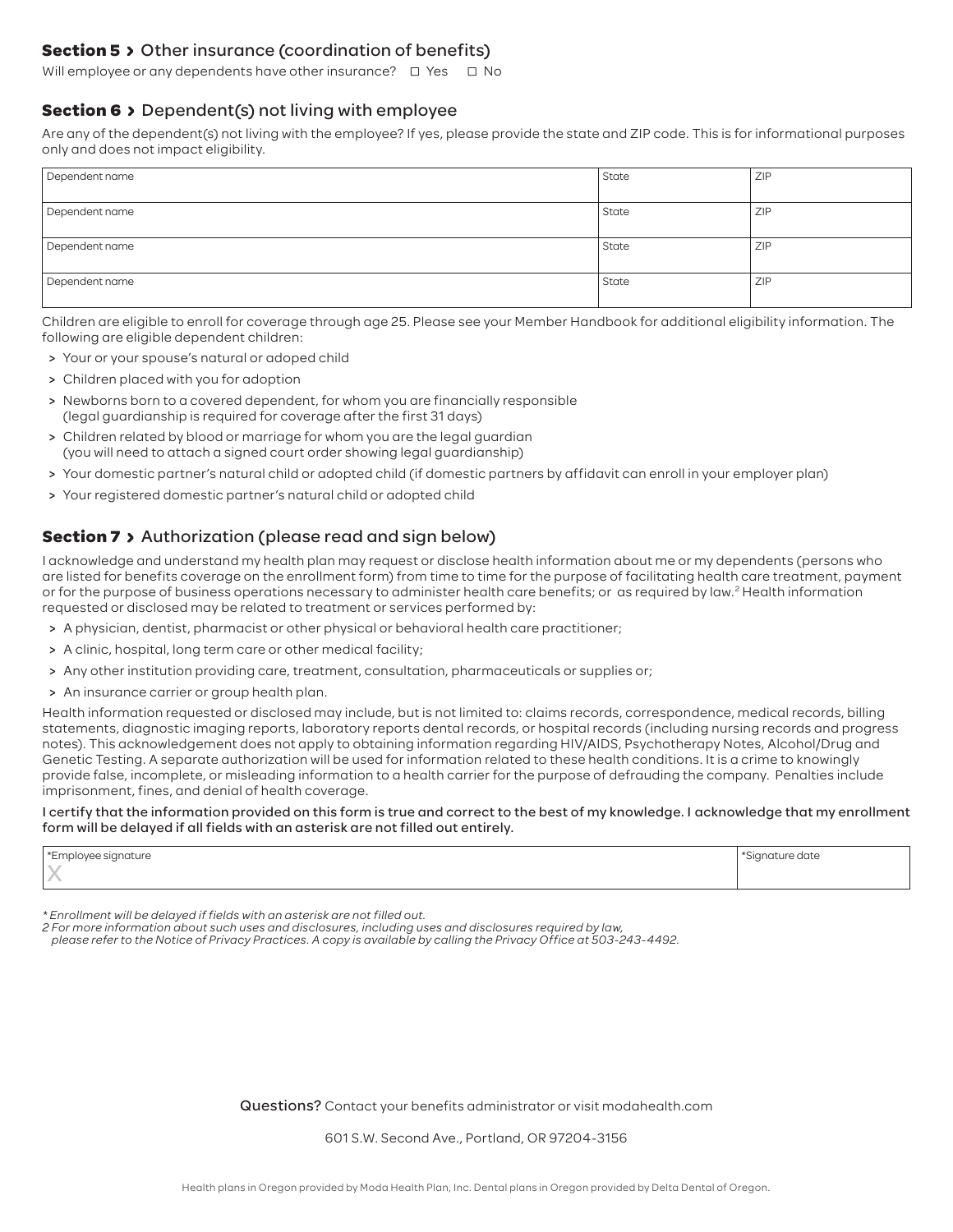## Section 5 › Other insurance (coordination of benefits)

Will employee or any dependents have other insurance? ☐ Yes ☐ No

## Section 6 › Dependent(s) not living with employee

Are any of the dependent(s) not living with the employee? If yes, please provide the state and ZIP code. This is for informational purposes only and does not impact eligibility.

| | | |
|---|---|---|
| Dependent name | State | ZIP |
| Dependent name | State | ZIP |
| Dependent name | State | ZIP |
| Dependent name | State | ZIP |

Children are eligible to enroll for coverage through age 25. Please see your Member Handbook for additional eligibility information. The following are eligible dependent children:

- Your or your spouse's natural or adoped child
- Children placed with you for adoption
- Newborns born to a covered dependent, for whom you are financially responsible (legal guardianship is required for coverage after the first 31 days)
- Children related by blood or marriage for whom you are the legal guardian (you will need to attach a signed court order showing legal guardianship)
- Your domestic partner's natural child or adopted child (if domestic partners by affidavit can enroll in your employer plan)
- Your registered domestic partner's natural child or adopted child

## Section 7 › Authorization (please read and sign below)

I acknowledge and understand my health plan may request or disclose health information about me or my dependents (persons who are listed for benefits coverage on the enrollment form) from time to time for the purpose of facilitating health care treatment, payment or for the purpose of business operations necessary to administer health care benefits; or as required by law.[2] Health information requested or disclosed may be related to treatment or services performed by:

- A physician, dentist, pharmacist or other physical or behavioral health care practitioner;
- A clinic, hospital, long term care or other medical facility;
- Any other institution providing care, treatment, consultation, pharmaceuticals or supplies or;
- An insurance carrier or group health plan.

Health information requested or disclosed may include, but is not limited to: claims records, correspondence, medical records, billing statements, diagnostic imaging reports, laboratory reports dental records, or hospital records (including nursing records and progress notes). This acknowledgement does not apply to obtaining information regarding HIV/AIDS, Psychotherapy Notes, Alcohol/Drug and Genetic Testing. A separate authorization will be used for information related to these health conditions. It is a crime to knowingly provide false, incomplete, or misleading information to a health carrier for the purpose of defrauding the company. Penalties include imprisonment, fines, and denial of health coverage.

I certify that the information provided on this form is true and correct to the best of my knowledge. I acknowledge that my enrollment form will be delayed if all fields with an asterisk are not filled out entirely.

| | |
|---|---|
| *Employee signature<br>X | *Signature date |

*\* Enrollment will be delayed if fields with an asterisk are not filled out.*

*2 For more information about such uses and disclosures, including uses and disclosures required by law, please refer to the Notice of Privacy Practices. A copy is available by calling the Privacy Office at 503-243-4492.*

**Questions?** Contact your benefits administrator or visit modahealth.com

601 S.W. Second Ave., Portland, OR 97204-3156

Health plans in Oregon provided by Moda Health Plan, Inc. Dental plans in Oregon provided by Delta Dental of Oregon.